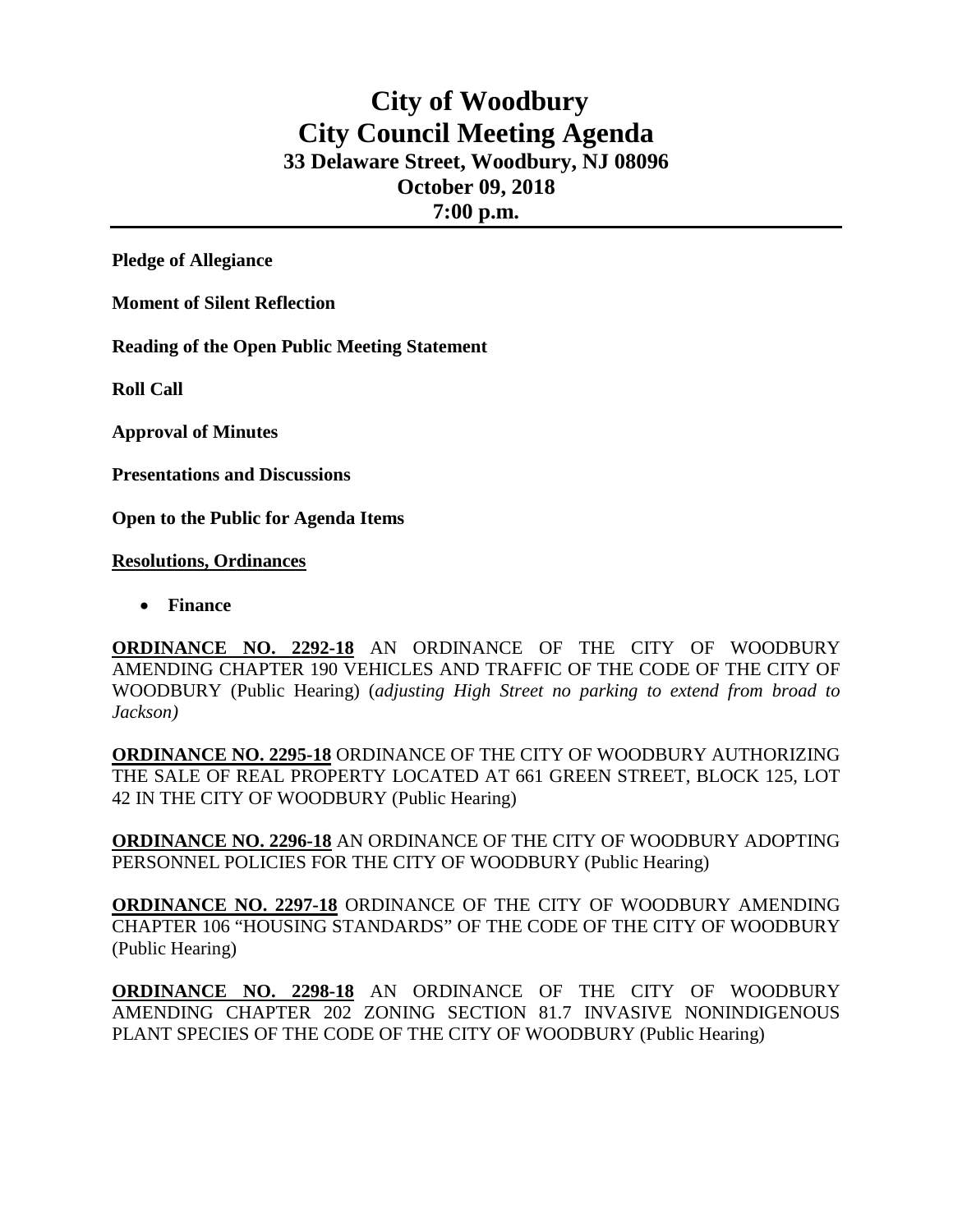# City of Woodbury
# City Council Meeting Agenda
### 33 Delaware Street, Woodbury, NJ 08096
### October 09, 2018
### 7:00 p.m.

---

**Pledge of Allegiance**

**Moment of Silent Reflection**

**Reading of the Open Public Meeting Statement**

**Roll Call**

**Approval of Minutes**

**Presentations and Discussions**

**Open to the Public for Agenda Items**

**Resolutions, Ordinances**

- **Finance**

**ORDINANCE NO. 2292-18** AN ORDINANCE OF THE CITY OF WOODBURY AMENDING CHAPTER 190 VEHICLES AND TRAFFIC OF THE CODE OF THE CITY OF WOODBURY (Public Hearing) (*adjusting High Street no parking to extend from broad to Jackson)*

**ORDINANCE NO. 2295-18** ORDINANCE OF THE CITY OF WOODBURY AUTHORIZING THE SALE OF REAL PROPERTY LOCATED AT 661 GREEN STREET, BLOCK 125, LOT 42 IN THE CITY OF WOODBURY (Public Hearing)

**ORDINANCE NO. 2296-18** AN ORDINANCE OF THE CITY OF WOODBURY ADOPTING PERSONNEL POLICIES FOR THE CITY OF WOODBURY (Public Hearing)

**ORDINANCE NO. 2297-18** ORDINANCE OF THE CITY OF WOODBURY AMENDING CHAPTER 106 "HOUSING STANDARDS" OF THE CODE OF THE CITY OF WOODBURY (Public Hearing)

**ORDINANCE NO. 2298-18** AN ORDINANCE OF THE CITY OF WOODBURY AMENDING CHAPTER 202 ZONING SECTION 81.7 INVASIVE NONINDIGENOUS PLANT SPECIES OF THE CODE OF THE CITY OF WOODBURY (Public Hearing)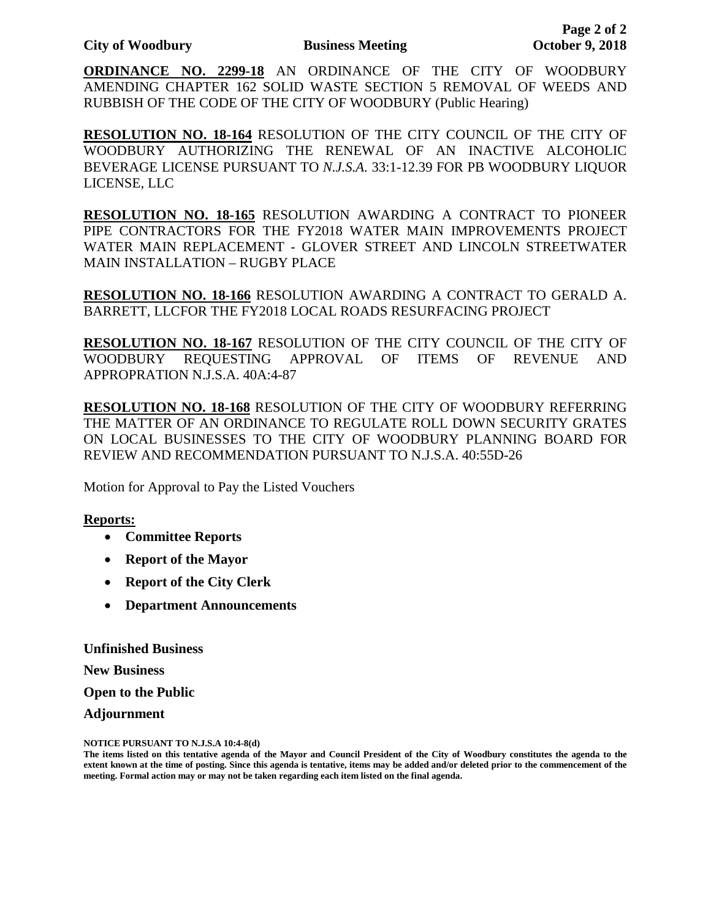**ORDINANCE NO. 2299-18** AN ORDINANCE OF THE CITY OF WOODBURY AMENDING CHAPTER 162 SOLID WASTE SECTION 5 REMOVAL OF WEEDS AND RUBBISH OF THE CODE OF THE CITY OF WOODBURY (Public Hearing)

**RESOLUTION NO. 18-164** RESOLUTION OF THE CITY COUNCIL OF THE CITY OF WOODBURY AUTHORIZING THE RENEWAL OF AN INACTIVE ALCOHOLIC BEVERAGE LICENSE PURSUANT TO *N.J.S.A.* 33:1-12.39 FOR PB WOODBURY LIQUOR LICENSE, LLC

**RESOLUTION NO. 18-165** RESOLUTION AWARDING A CONTRACT TO PIONEER PIPE CONTRACTORS FOR THE FY2018 WATER MAIN IMPROVEMENTS PROJECT WATER MAIN REPLACEMENT - GLOVER STREET AND LINCOLN STREETWATER MAIN INSTALLATION – RUGBY PLACE

**RESOLUTION NO. 18-166** RESOLUTION AWARDING A CONTRACT TO GERALD A. BARRETT, LLCFOR THE FY2018 LOCAL ROADS RESURFACING PROJECT

**RESOLUTION NO. 18-167** RESOLUTION OF THE CITY COUNCIL OF THE CITY OF WOODBURY REQUESTING APPROVAL OF ITEMS OF REVENUE AND APPROPRATION N.J.S.A. 40A:4-87

**RESOLUTION NO. 18-168** RESOLUTION OF THE CITY OF WOODBURY REFERRING THE MATTER OF AN ORDINANCE TO REGULATE ROLL DOWN SECURITY GRATES ON LOCAL BUSINESSES TO THE CITY OF WOODBURY PLANNING BOARD FOR REVIEW AND RECOMMENDATION PURSUANT TO N.J.S.A. 40:55D-26

Motion for Approval to Pay the Listed Vouchers

**Reports:**

- **Committee Reports**
- **Report of the Mayor**
- **Report of the City Clerk**
- **Department Announcements**

**Unfinished Business**

**New Business**

**Open to the Public**

**Adjournment**

**NOTICE PURSUANT TO N.J.S.A 10:4-8(d)**
**The items listed on this tentative agenda of the Mayor and Council President of the City of Woodbury constitutes the agenda to the extent known at the time of posting. Since this agenda is tentative, items may be added and/or deleted prior to the commencement of the meeting. Formal action may or may not be taken regarding each item listed on the final agenda.**